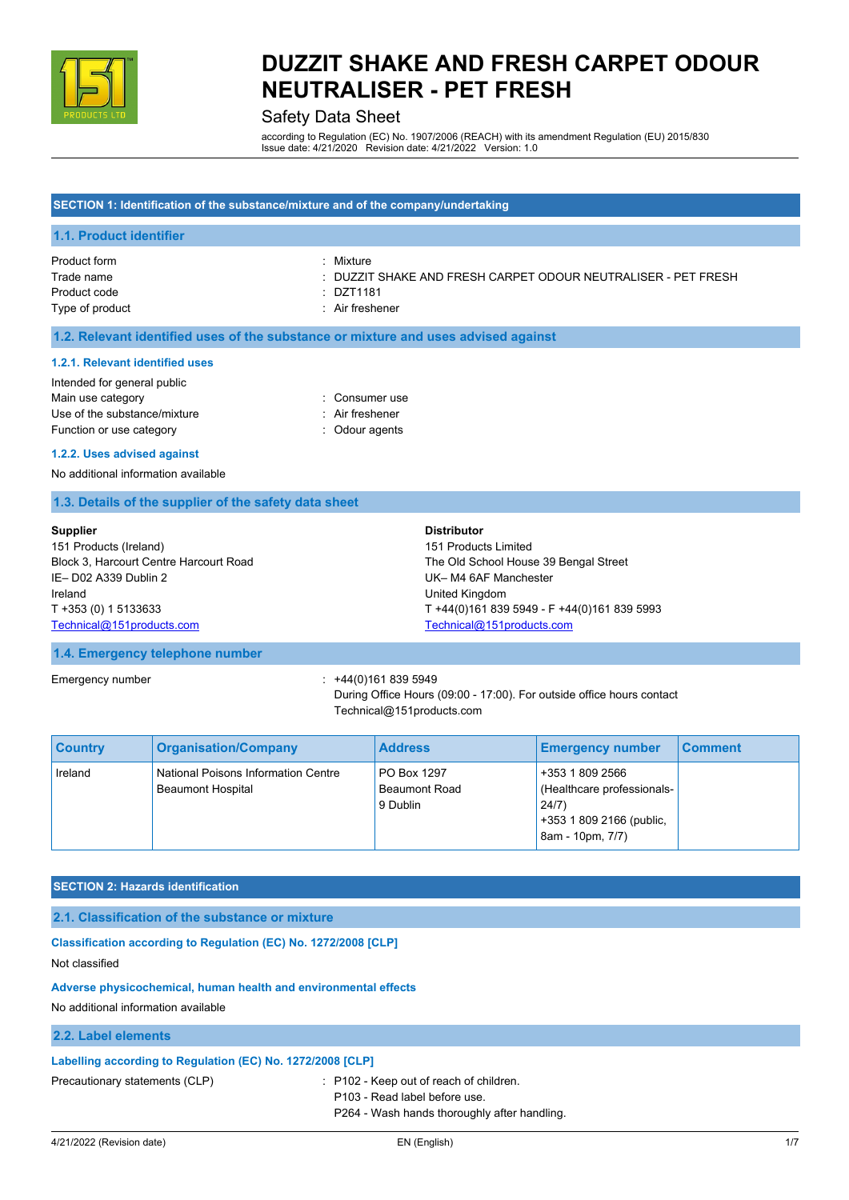# DUZZIT SHAKE AND FRESH CARPET ODOUR NEUTRALISER - PET FRESH

Safety Data Sheet

according to Regulation (EC) No. 1907/2006 (REACH) with its amendment Regulation (EU) 2015/830
Issue date: 4/21/2020 Revision date: 4/21/2022 Version: 1.0

## SECTION 1: Identification of the substance/mixture and of the company/undertaking

### 1.1. Product identifier

Product form : Mixture
Trade name : DUZZIT SHAKE AND FRESH CARPET ODOUR NEUTRALISER - PET FRESH
Product code : DZT1181
Type of product : Air freshener

### 1.2. Relevant identified uses of the substance or mixture and uses advised against

#### 1.2.1. Relevant identified uses

Intended for general public
Main use category : Consumer use
Use of the substance/mixture : Air freshener
Function or use category : Odour agents

#### 1.2.2. Uses advised against

No additional information available

### 1.3. Details of the supplier of the safety data sheet

**Supplier**
151 Products (Ireland)
Block 3, Harcourt Centre Harcourt Road
IE– D02 A339 Dublin 2
Ireland
T +353 (0) 1 5133633
Technical@151products.com

**Distributor**
151 Products Limited
The Old School House 39 Bengal Street
UK– M4 6AF Manchester
United Kingdom
T +44(0)161 839 5949 - F +44(0)161 839 5993
Technical@151products.com

### 1.4. Emergency telephone number

Emergency number : +44(0)161 839 5949
During Office Hours (09:00 - 17:00). For outside office hours contact Technical@151products.com

| Country | Organisation/Company | Address | Emergency number | Comment |
|---|---|---|---|---|
| Ireland | National Poisons Information Centre Beaumont Hospital | PO Box 1297 Beaumont Road 9 Dublin | +353 1 809 2566 (Healthcare professionals-24/7) +353 1 809 2166 (public, 8am - 10pm, 7/7) | |

## SECTION 2: Hazards identification

### 2.1. Classification of the substance or mixture

#### Classification according to Regulation (EC) No. 1272/2008 [CLP]

Not classified

#### Adverse physicochemical, human health and environmental effects

No additional information available

### 2.2. Label elements

#### Labelling according to Regulation (EC) No. 1272/2008 [CLP]

Precautionary statements (CLP) : P102 - Keep out of reach of children.
P103 - Read label before use.
P264 - Wash hands thoroughly after handling.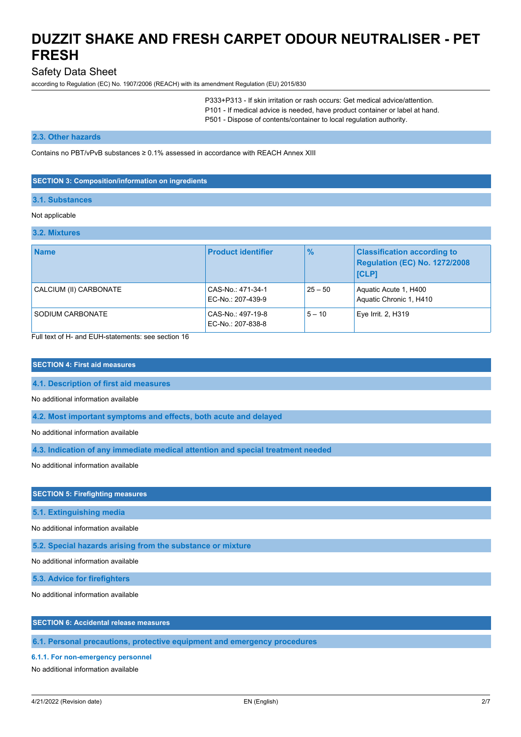P333+P313 - If skin irritation or rash occurs: Get medical advice/attention.
P101 - If medical advice is needed, have product container or label at hand.
P501 - Dispose of contents/container to local regulation authority.

### 2.3. Other hazards

Contains no PBT/vPvB substances ≥ 0.1% assessed in accordance with REACH Annex XIII

## SECTION 3: Composition/information on ingredients

### 3.1. Substances

Not applicable

### 3.2. Mixtures

| Name | Product identifier | % | Classification according to Regulation (EC) No. 1272/2008 [CLP] |
|---|---|---|---|
| CALCIUM (II) CARBONATE | CAS-No.: 471-34-1<br>EC-No.: 207-439-9 | 25 – 50 | Aquatic Acute 1, H400<br>Aquatic Chronic 1, H410 |
| SODIUM CARBONATE | CAS-No.: 497-19-8<br>EC-No.: 207-838-8 | 5 – 10 | Eye Irrit. 2, H319 |

Full text of H- and EUH-statements: see section 16

## SECTION 4: First aid measures

### 4.1. Description of first aid measures

No additional information available

### 4.2. Most important symptoms and effects, both acute and delayed

No additional information available

### 4.3. Indication of any immediate medical attention and special treatment needed

No additional information available

## SECTION 5: Firefighting measures

### 5.1. Extinguishing media

No additional information available

### 5.2. Special hazards arising from the substance or mixture

No additional information available

### 5.3. Advice for firefighters

No additional information available

## SECTION 6: Accidental release measures

### 6.1. Personal precautions, protective equipment and emergency procedures

#### 6.1.1. For non-emergency personnel

No additional information available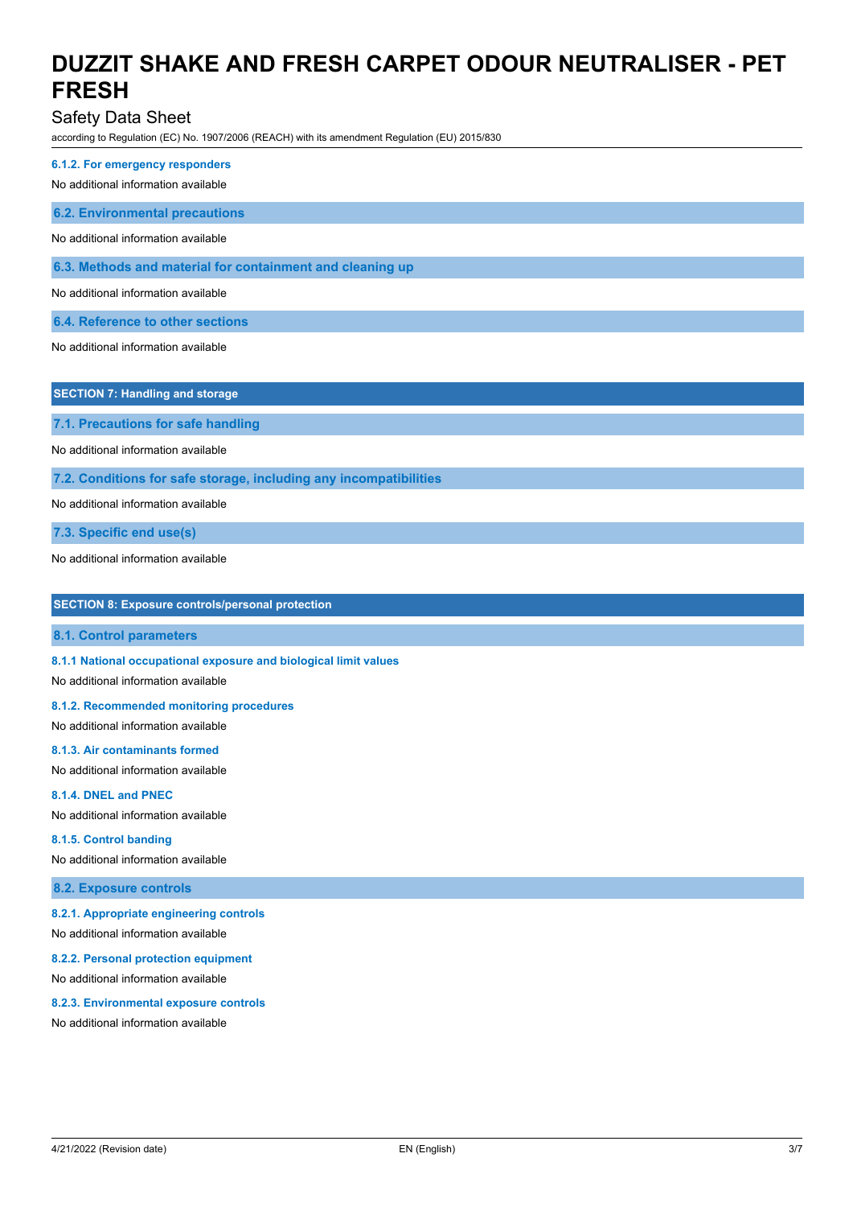#### 6.1.2. For emergency responders

No additional information available

### 6.2. Environmental precautions

No additional information available

### 6.3. Methods and material for containment and cleaning up

No additional information available

### 6.4. Reference to other sections

No additional information available

## SECTION 7: Handling and storage

### 7.1. Precautions for safe handling

No additional information available

### 7.2. Conditions for safe storage, including any incompatibilities

No additional information available

### 7.3. Specific end use(s)

No additional information available

## SECTION 8: Exposure controls/personal protection

### 8.1. Control parameters

#### 8.1.1 National occupational exposure and biological limit values

No additional information available

#### 8.1.2. Recommended monitoring procedures

No additional information available

#### 8.1.3. Air contaminants formed

No additional information available

#### 8.1.4. DNEL and PNEC

No additional information available

#### 8.1.5. Control banding

No additional information available

### 8.2. Exposure controls

#### 8.2.1. Appropriate engineering controls

No additional information available

#### 8.2.2. Personal protection equipment

No additional information available

#### 8.2.3. Environmental exposure controls

No additional information available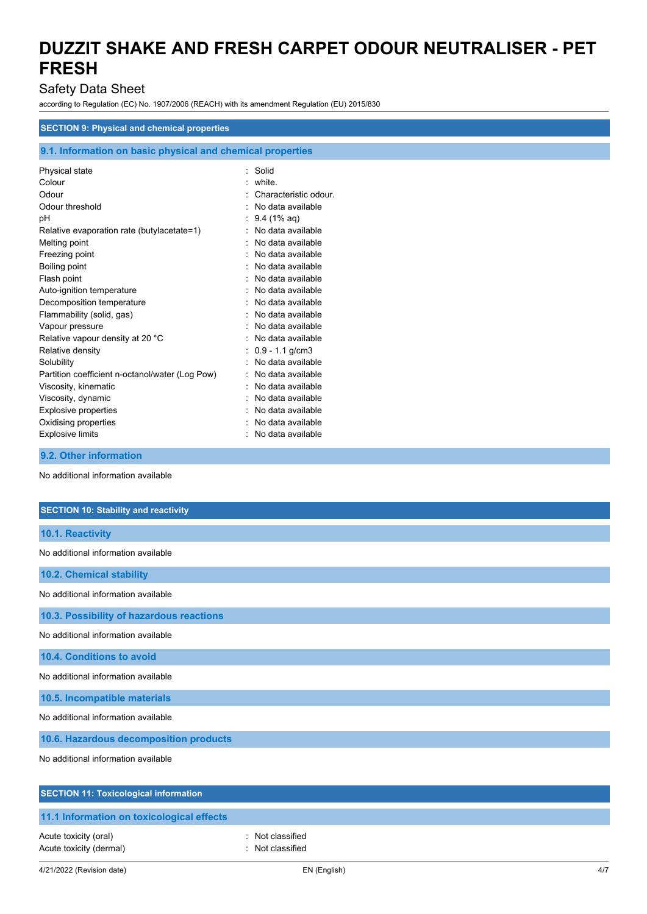# DUZZIT SHAKE AND FRESH CARPET ODOUR NEUTRALISER - PET FRESH

Safety Data Sheet

according to Regulation (EC) No. 1907/2006 (REACH) with its amendment Regulation (EU) 2015/830

## SECTION 9: Physical and chemical properties

### 9.1. Information on basic physical and chemical properties

| | |
|---|---|
| Physical state | : Solid |
| Colour | : white. |
| Odour | : Characteristic odour. |
| Odour threshold | : No data available |
| pH | : 9.4 (1% aq) |
| Relative evaporation rate (butylacetate=1) | : No data available |
| Melting point | : No data available |
| Freezing point | : No data available |
| Boiling point | : No data available |
| Flash point | : No data available |
| Auto-ignition temperature | : No data available |
| Decomposition temperature | : No data available |
| Flammability (solid, gas) | : No data available |
| Vapour pressure | : No data available |
| Relative vapour density at 20 °C | : No data available |
| Relative density | : 0.9 - 1.1 g/cm3 |
| Solubility | : No data available |
| Partition coefficient n-octanol/water (Log Pow) | : No data available |
| Viscosity, kinematic | : No data available |
| Viscosity, dynamic | : No data available |
| Explosive properties | : No data available |
| Oxidising properties | : No data available |
| Explosive limits | : No data available |

### 9.2. Other information

No additional information available

## SECTION 10: Stability and reactivity

### 10.1. Reactivity

No additional information available

### 10.2. Chemical stability

No additional information available

### 10.3. Possibility of hazardous reactions

No additional information available

### 10.4. Conditions to avoid

No additional information available

### 10.5. Incompatible materials

No additional information available

### 10.6. Hazardous decomposition products

No additional information available

## SECTION 11: Toxicological information

### 11.1 Information on toxicological effects

| | |
|---|---|
| Acute toxicity (oral) | : Not classified |
| Acute toxicity (dermal) | : Not classified |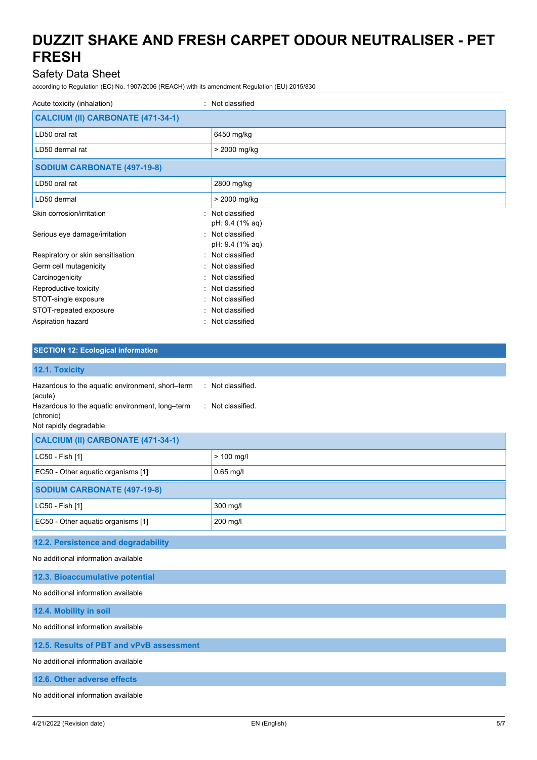Acute toxicity (inhalation) : Not classified

| CALCIUM (II) CARBONATE (471-34-1) | |
|---|---|
| LD50 oral rat | 6450 mg/kg |
| LD50 dermal rat | > 2000 mg/kg |

| SODIUM CARBONATE (497-19-8) | |
|---|---|
| LD50 oral rat | 2800 mg/kg |
| LD50 dermal | > 2000 mg/kg |

Skin corrosion/irritation : Not classified
pH: 9.4 (1% aq)

Serious eye damage/irritation : Not classified
pH: 9.4 (1% aq)

Respiratory or skin sensitisation : Not classified

Germ cell mutagenicity : Not classified

Carcinogenicity : Not classified

Reproductive toxicity : Not classified

STOT-single exposure : Not classified

STOT-repeated exposure : Not classified

Aspiration hazard : Not classified

## SECTION 12: Ecological information

### 12.1. Toxicity

Hazardous to the aquatic environment, short–term (acute) : Not classified.

Hazardous to the aquatic environment, long–term (chronic) : Not classified.

Not rapidly degradable

| CALCIUM (II) CARBONATE (471-34-1) | |
|---|---|
| LC50 - Fish [1] | > 100 mg/l |
| EC50 - Other aquatic organisms [1] | 0.65 mg/l |

| SODIUM CARBONATE (497-19-8) | |
|---|---|
| LC50 - Fish [1] | 300 mg/l |
| EC50 - Other aquatic organisms [1] | 200 mg/l |

### 12.2. Persistence and degradability

No additional information available

### 12.3. Bioaccumulative potential

No additional information available

### 12.4. Mobility in soil

No additional information available

### 12.5. Results of PBT and vPvB assessment

No additional information available

### 12.6. Other adverse effects

No additional information available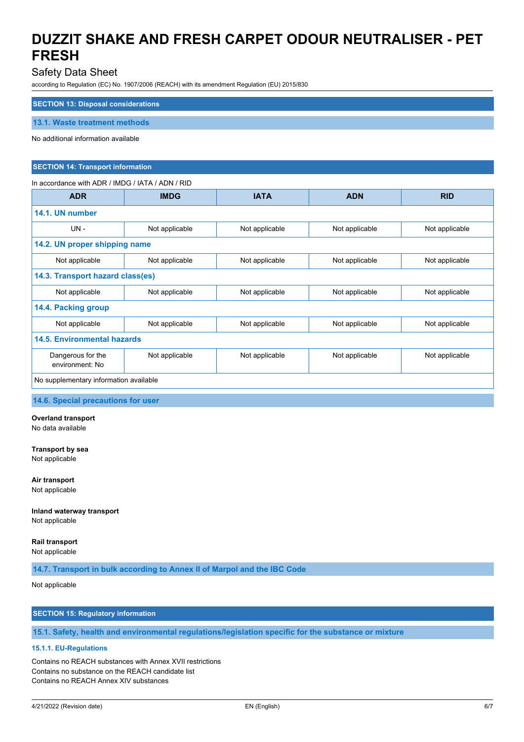## SECTION 13: Disposal considerations

### 13.1. Waste treatment methods

No additional information available

## SECTION 14: Transport information

In accordance with ADR / IMDG / IATA / ADN / RID

| ADR | IMDG | IATA | ADN | RID |
|---|---|---|---|---|
| **14.1. UN number** | | | | |
| UN - | Not applicable | Not applicable | Not applicable | Not applicable |
| **14.2. UN proper shipping name** | | | | |
| Not applicable | Not applicable | Not applicable | Not applicable | Not applicable |
| **14.3. Transport hazard class(es)** | | | | |
| Not applicable | Not applicable | Not applicable | Not applicable | Not applicable |
| **14.4. Packing group** | | | | |
| Not applicable | Not applicable | Not applicable | Not applicable | Not applicable |
| **14.5. Environmental hazards** | | | | |
| Dangerous for the environment: No | Not applicable | Not applicable | Not applicable | Not applicable |
| No supplementary information available | | | | |

### 14.6. Special precautions for user

**Overland transport**
No data available

**Transport by sea**
Not applicable

**Air transport**
Not applicable

**Inland waterway transport**
Not applicable

**Rail transport**
Not applicable

### 14.7. Transport in bulk according to Annex II of Marpol and the IBC Code

Not applicable

## SECTION 15: Regulatory information

### 15.1. Safety, health and environmental regulations/legislation specific for the substance or mixture

#### 15.1.1. EU-Regulations

Contains no REACH substances with Annex XVII restrictions
Contains no substance on the REACH candidate list
Contains no REACH Annex XIV substances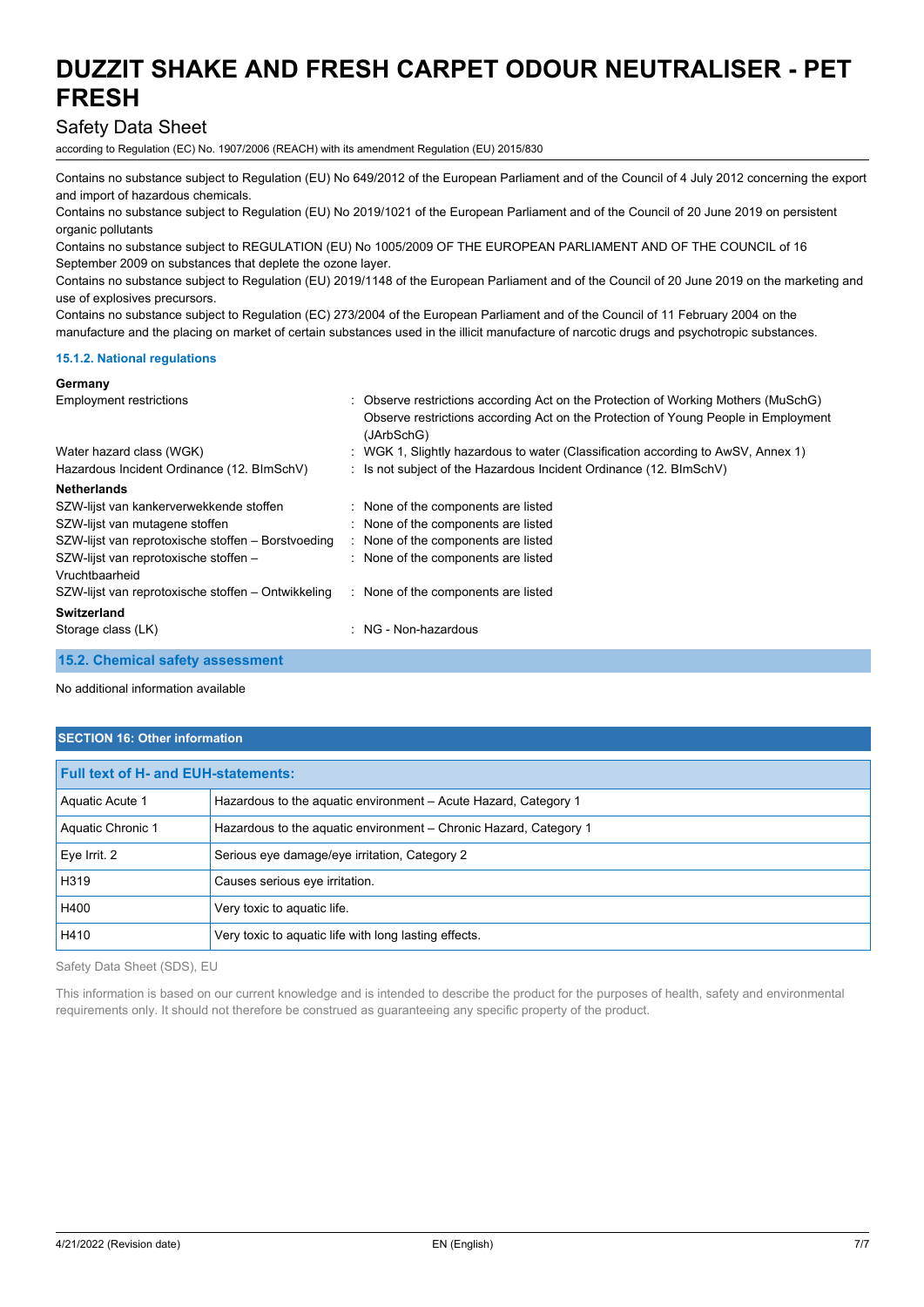Contains no substance subject to Regulation (EU) No 649/2012 of the European Parliament and of the Council of 4 July 2012 concerning the export and import of hazardous chemicals.

Contains no substance subject to Regulation (EU) No 2019/1021 of the European Parliament and of the Council of 20 June 2019 on persistent organic pollutants

Contains no substance subject to REGULATION (EU) No 1005/2009 OF THE EUROPEAN PARLIAMENT AND OF THE COUNCIL of 16 September 2009 on substances that deplete the ozone layer.

Contains no substance subject to Regulation (EU) 2019/1148 of the European Parliament and of the Council of 20 June 2019 on the marketing and use of explosives precursors.

Contains no substance subject to Regulation (EC) 273/2004 of the European Parliament and of the Council of 11 February 2004 on the manufacture and the placing on market of certain substances used in the illicit manufacture of narcotic drugs and psychotropic substances.

#### 15.1.2. National regulations

**Germany**

| | |
|---|---|
| Employment restrictions | : Observe restrictions according Act on the Protection of Working Mothers (MuSchG) Observe restrictions according Act on the Protection of Young People in Employment (JArbSchG) |
| Water hazard class (WGK) | : WGK 1, Slightly hazardous to water (Classification according to AwSV, Annex 1) |
| Hazardous Incident Ordinance (12. BImSchV) | : Is not subject of the Hazardous Incident Ordinance (12. BImSchV) |

**Netherlands**

| | |
|---|---|
| SZW-lijst van kankerverwekkende stoffen | : None of the components are listed |
| SZW-lijst van mutagene stoffen | : None of the components are listed |
| SZW-lijst van reprotoxische stoffen – Borstvoeding | : None of the components are listed |
| SZW-lijst van reprotoxische stoffen – Vruchtbaarheid | : None of the components are listed |
| SZW-lijst van reprotoxische stoffen – Ontwikkeling | : None of the components are listed |

**Switzerland**

| | |
|---|---|
| Storage class (LK) | : NG - Non-hazardous |

### 15.2. Chemical safety assessment

No additional information available

## SECTION 16: Other information

| Full text of H- and EUH-statements: | |
|---|---|
| Aquatic Acute 1 | Hazardous to the aquatic environment – Acute Hazard, Category 1 |
| Aquatic Chronic 1 | Hazardous to the aquatic environment – Chronic Hazard, Category 1 |
| Eye Irrit. 2 | Serious eye damage/eye irritation, Category 2 |
| H319 | Causes serious eye irritation. |
| H400 | Very toxic to aquatic life. |
| H410 | Very toxic to aquatic life with long lasting effects. |

Safety Data Sheet (SDS), EU

This information is based on our current knowledge and is intended to describe the product for the purposes of health, safety and environmental requirements only. It should not therefore be construed as guaranteeing any specific property of the product.